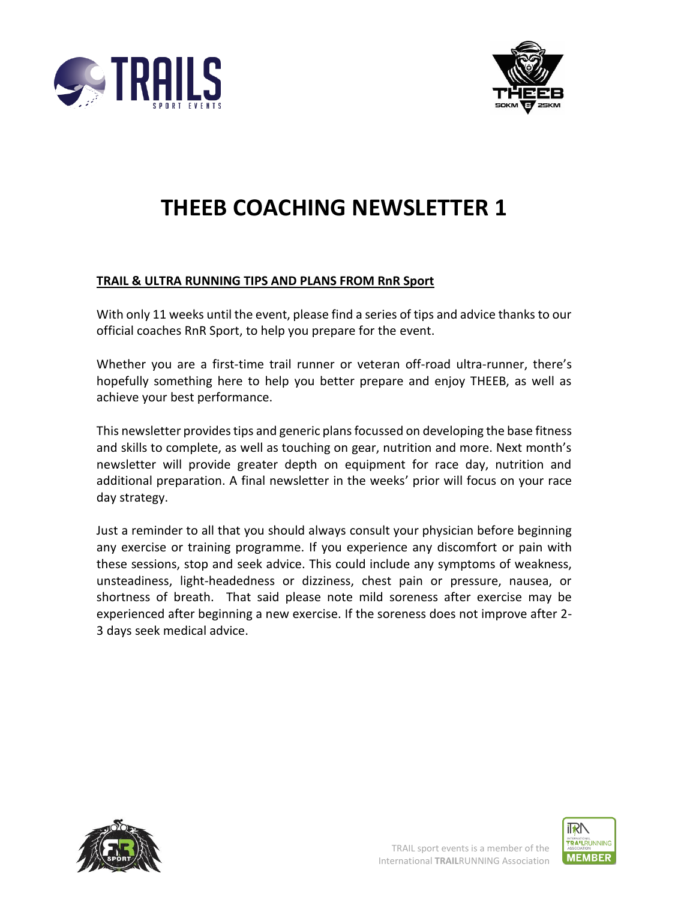# THEEB COACHING NEWSLETTER 1

**TRAIL & ULTRA RUNNING TIPS AND PLANS FROM RnR Sport**

With only 11 weeks until the event, please find a series of tips and advice thanks to our official coaches RnR Sport, to help you prepare for the event.

Whether you are a first-time trail runner or veteran off-road ultra-runner, there's hopefully something here to help you better prepare and enjoy THEEB, as well as achieve your best performance.

This newsletter provides tips and generic plans focussed on developing the base fitness and skills to complete, as well as touching on gear, nutrition and more. Next month's newsletter will provide greater depth on equipment for race day, nutrition and additional preparation. A final newsletter in the weeks' prior will focus on your race day strategy.

Just a reminder to all that you should always consult your physician before beginning any exercise or training programme. If you experience any discomfort or pain with these sessions, stop and seek advice. This could include any symptoms of weakness, unsteadiness, light-headedness or dizziness, chest pain or pressure, nausea, or shortness of breath. That said please note mild soreness after exercise may be experienced after beginning a new exercise. If the soreness does not improve after 2-3 days seek medical advice.

TRAIL sport events is a member of the International **TRAIL**RUNNING Association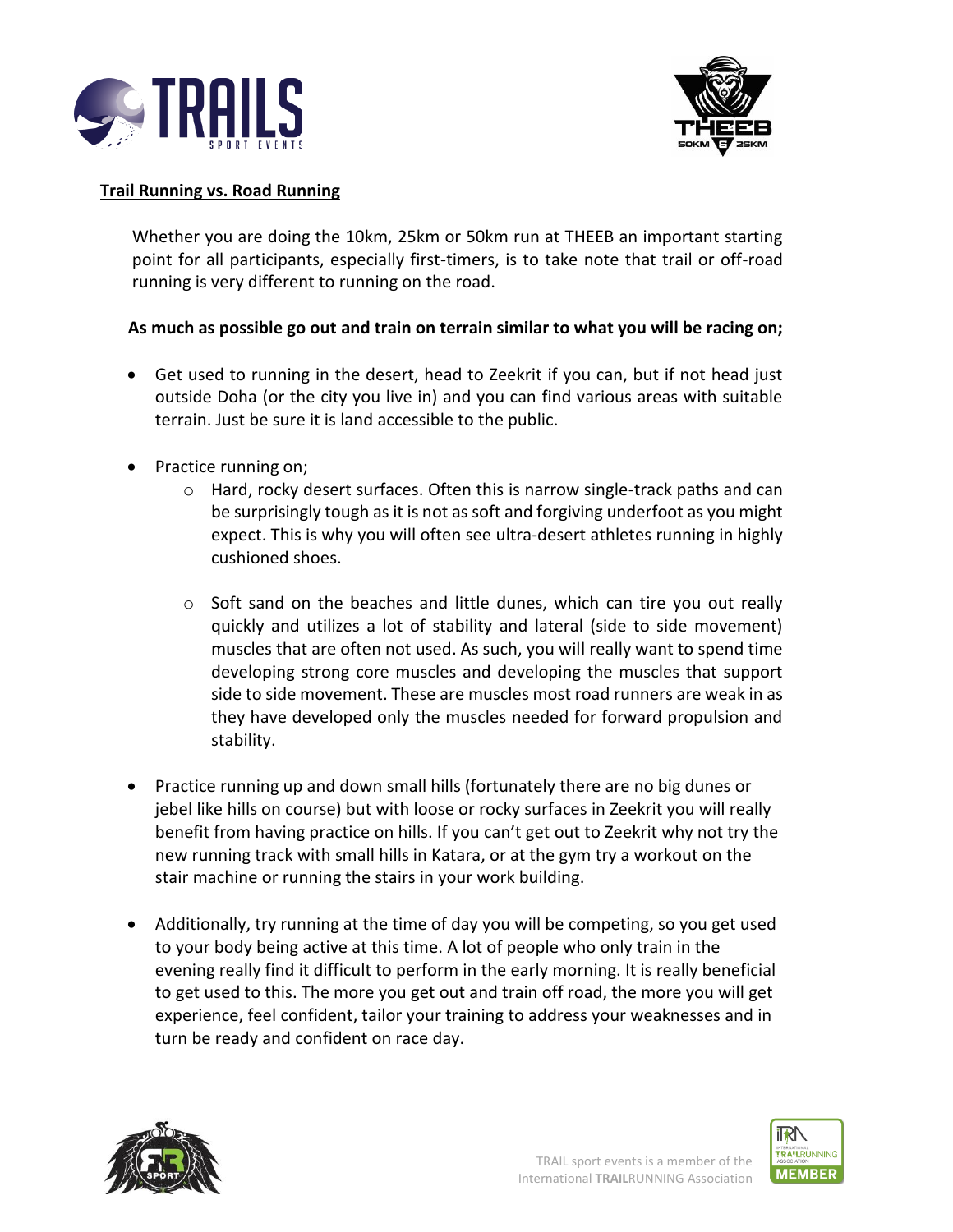**Trail Running vs. Road Running**

Whether you are doing the 10km, 25km or 50km run at THEEB an important starting point for all participants, especially first-timers, is to take note that trail or off-road running is very different to running on the road.

**As much as possible go out and train on terrain similar to what you will be racing on;**

- Get used to running in the desert, head to Zeekrit if you can, but if not head just outside Doha (or the city you live in) and you can find various areas with suitable terrain. Just be sure it is land accessible to the public.
- Practice running on;
  - Hard, rocky desert surfaces. Often this is narrow single-track paths and can be surprisingly tough as it is not as soft and forgiving underfoot as you might expect. This is why you will often see ultra-desert athletes running in highly cushioned shoes.
  - Soft sand on the beaches and little dunes, which can tire you out really quickly and utilizes a lot of stability and lateral (side to side movement) muscles that are often not used. As such, you will really want to spend time developing strong core muscles and developing the muscles that support side to side movement. These are muscles most road runners are weak in as they have developed only the muscles needed for forward propulsion and stability.
- Practice running up and down small hills (fortunately there are no big dunes or jebel like hills on course) but with loose or rocky surfaces in Zeekrit you will really benefit from having practice on hills. If you can't get out to Zeekrit why not try the new running track with small hills in Katara, or at the gym try a workout on the stair machine or running the stairs in your work building.
- Additionally, try running at the time of day you will be competing, so you get used to your body being active at this time. A lot of people who only train in the evening really find it difficult to perform in the early morning. It is really beneficial to get used to this. The more you get out and train off road, the more you will get experience, feel confident, tailor your training to address your weaknesses and in turn be ready and confident on race day.

TRAIL sport events is a member of the International **TRAIL**RUNNING Association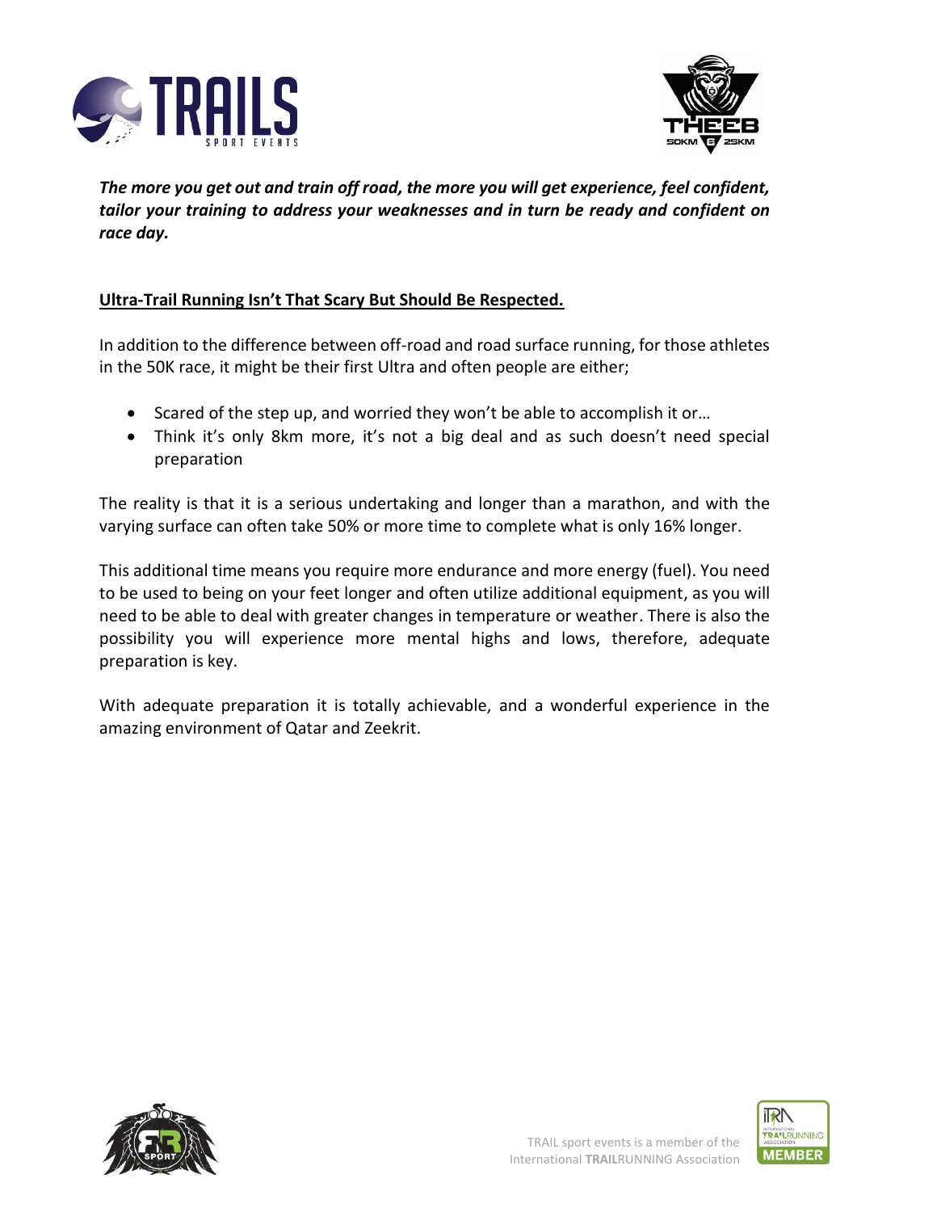***The more you get out and train off road, the more you will get experience, feel confident, tailor your training to address your weaknesses and in turn be ready and confident on race day.***

## Ultra-Trail Running Isn't That Scary But Should Be Respected.

In addition to the difference between off-road and road surface running, for those athletes in the 50K race, it might be their first Ultra and often people are either;

- Scared of the step up, and worried they won't be able to accomplish it or…
- Think it's only 8km more, it's not a big deal and as such doesn't need special preparation

The reality is that it is a serious undertaking and longer than a marathon, and with the varying surface can often take 50% or more time to complete what is only 16% longer.

This additional time means you require more endurance and more energy (fuel). You need to be used to being on your feet longer and often utilize additional equipment, as you will need to be able to deal with greater changes in temperature or weather. There is also the possibility you will experience more mental highs and lows, therefore, adequate preparation is key.

With adequate preparation it is totally achievable, and a wonderful experience in the amazing environment of Qatar and Zeekrit.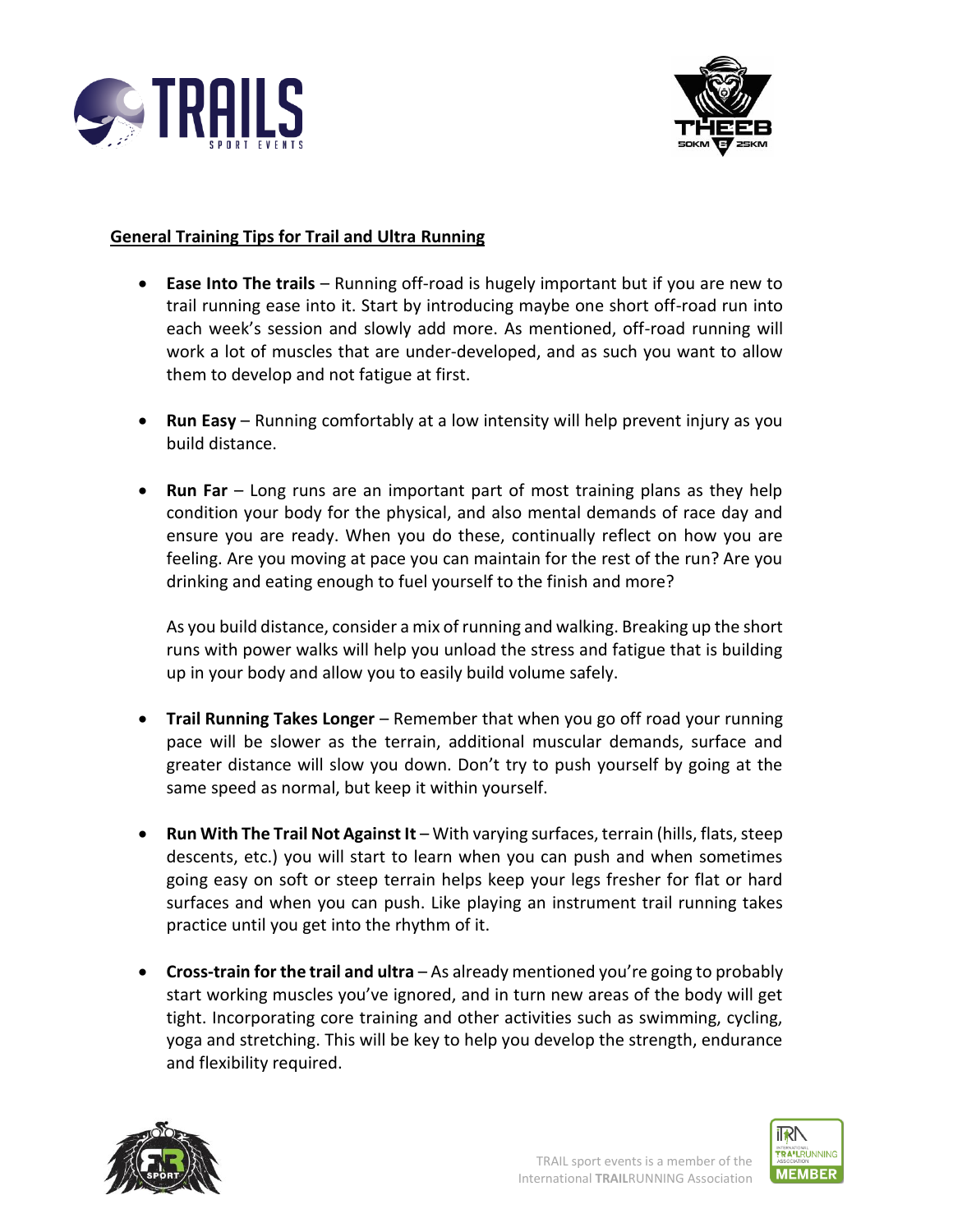## General Training Tips for Trail and Ultra Running

- **Ease Into The trails** – Running off-road is hugely important but if you are new to trail running ease into it. Start by introducing maybe one short off-road run into each week's session and slowly add more. As mentioned, off-road running will work a lot of muscles that are under-developed, and as such you want to allow them to develop and not fatigue at first.

- **Run Easy** – Running comfortably at a low intensity will help prevent injury as you build distance.

- **Run Far** – Long runs are an important part of most training plans as they help condition your body for the physical, and also mental demands of race day and ensure you are ready. When you do these, continually reflect on how you are feeling. Are you moving at pace you can maintain for the rest of the run? Are you drinking and eating enough to fuel yourself to the finish and more?

  As you build distance, consider a mix of running and walking. Breaking up the short runs with power walks will help you unload the stress and fatigue that is building up in your body and allow you to easily build volume safely.

- **Trail Running Takes Longer** – Remember that when you go off road your running pace will be slower as the terrain, additional muscular demands, surface and greater distance will slow you down. Don't try to push yourself by going at the same speed as normal, but keep it within yourself.

- **Run With The Trail Not Against It** – With varying surfaces, terrain (hills, flats, steep descents, etc.) you will start to learn when you can push and when sometimes going easy on soft or steep terrain helps keep your legs fresher for flat or hard surfaces and when you can push. Like playing an instrument trail running takes practice until you get into the rhythm of it.

- **Cross-train for the trail and ultra** – As already mentioned you're going to probably start working muscles you've ignored, and in turn new areas of the body will get tight. Incorporating core training and other activities such as swimming, cycling, yoga and stretching. This will be key to help you develop the strength, endurance and flexibility required.

TRAIL sport events is a member of the International **TRAIL**RUNNING Association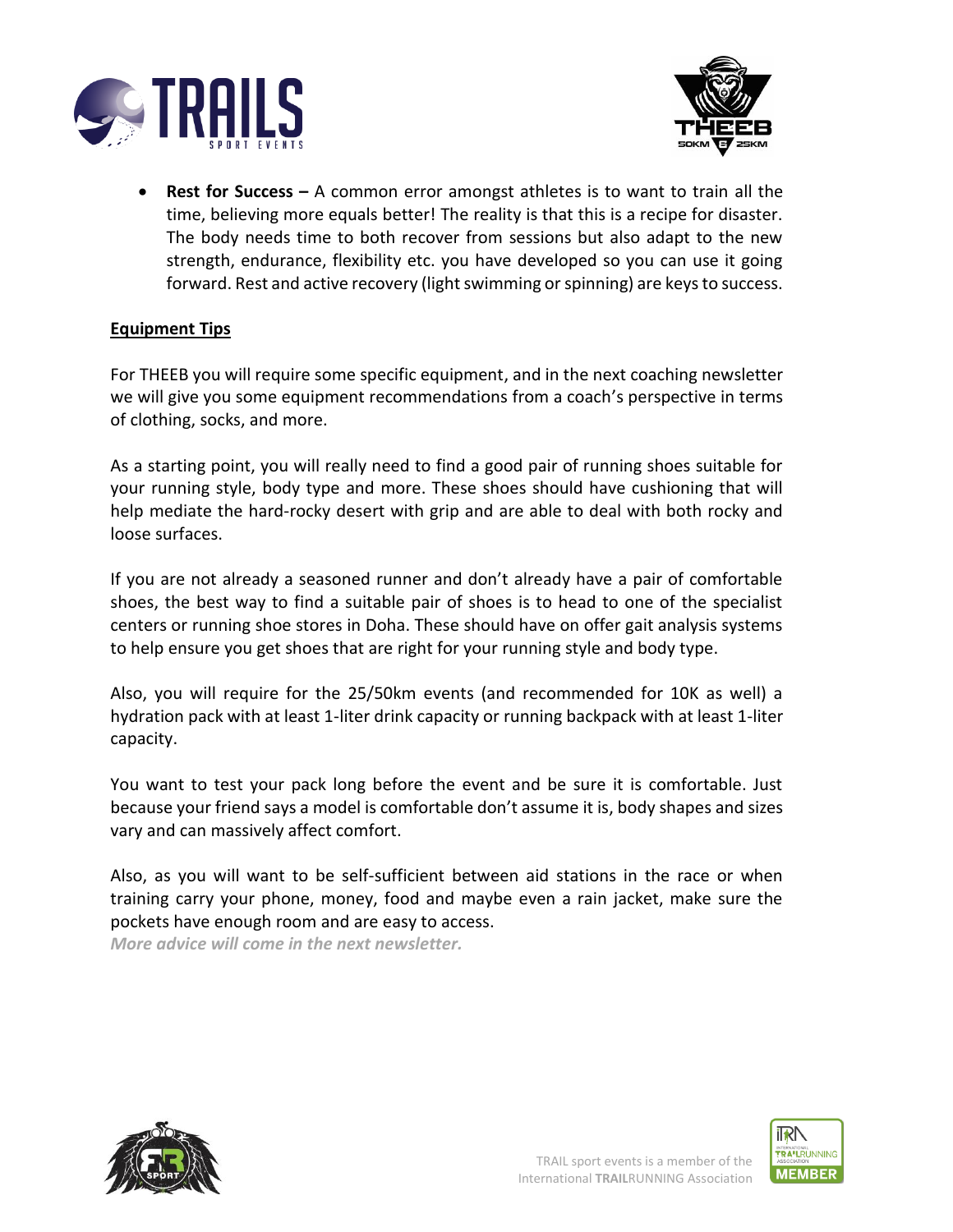- **Rest for Success –** A common error amongst athletes is to want to train all the time, believing more equals better! The reality is that this is a recipe for disaster. The body needs time to both recover from sessions but also adapt to the new strength, endurance, flexibility etc. you have developed so you can use it going forward. Rest and active recovery (light swimming or spinning) are keys to success.

## Equipment Tips

For THEEB you will require some specific equipment, and in the next coaching newsletter we will give you some equipment recommendations from a coach's perspective in terms of clothing, socks, and more.

As a starting point, you will really need to find a good pair of running shoes suitable for your running style, body type and more. These shoes should have cushioning that will help mediate the hard-rocky desert with grip and are able to deal with both rocky and loose surfaces.

If you are not already a seasoned runner and don't already have a pair of comfortable shoes, the best way to find a suitable pair of shoes is to head to one of the specialist centers or running shoe stores in Doha. These should have on offer gait analysis systems to help ensure you get shoes that are right for your running style and body type.

Also, you will require for the 25/50km events (and recommended for 10K as well) a hydration pack with at least 1-liter drink capacity or running backpack with at least 1-liter capacity.

You want to test your pack long before the event and be sure it is comfortable. Just because your friend says a model is comfortable don't assume it is, body shapes and sizes vary and can massively affect comfort.

Also, as you will want to be self-sufficient between aid stations in the race or when training carry your phone, money, food and maybe even a rain jacket, make sure the pockets have enough room and are easy to access.

***More advice will come in the next newsletter.***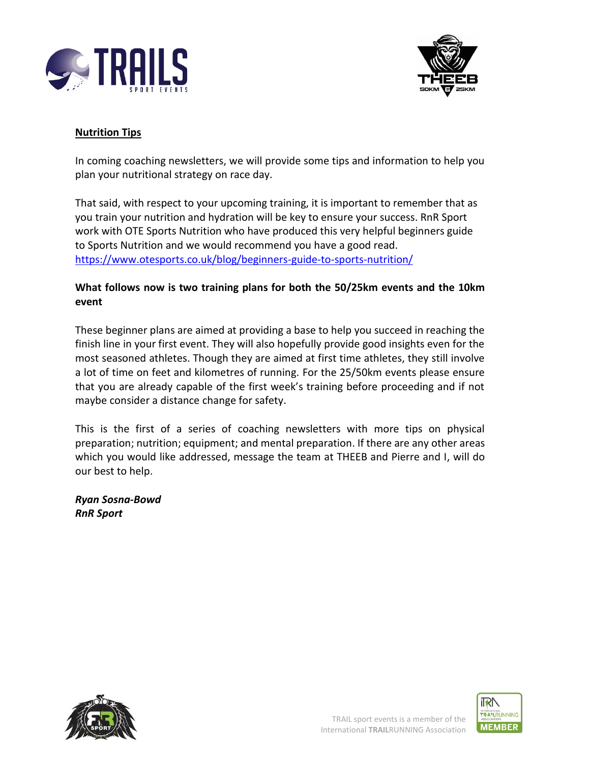## Nutrition Tips

In coming coaching newsletters, we will provide some tips and information to help you plan your nutritional strategy on race day.

That said, with respect to your upcoming training, it is important to remember that as you train your nutrition and hydration will be key to ensure your success. RnR Sport work with OTE Sports Nutrition who have produced this very helpful beginners guide to Sports Nutrition and we would recommend you have a good read.
https://www.otesports.co.uk/blog/beginners-guide-to-sports-nutrition/

**What follows now is two training plans for both the 50/25km events and the 10km event**

These beginner plans are aimed at providing a base to help you succeed in reaching the finish line in your first event. They will also hopefully provide good insights even for the most seasoned athletes. Though they are aimed at first time athletes, they still involve a lot of time on feet and kilometres of running. For the 25/50km events please ensure that you are already capable of the first week's training before proceeding and if not maybe consider a distance change for safety.

This is the first of a series of coaching newsletters with more tips on physical preparation; nutrition; equipment; and mental preparation. If there are any other areas which you would like addressed, message the team at THEEB and Pierre and I, will do our best to help.

***Ryan Sosna-Bowd***
***RnR Sport***

TRAIL sport events is a member of the International **TRAIL**RUNNING Association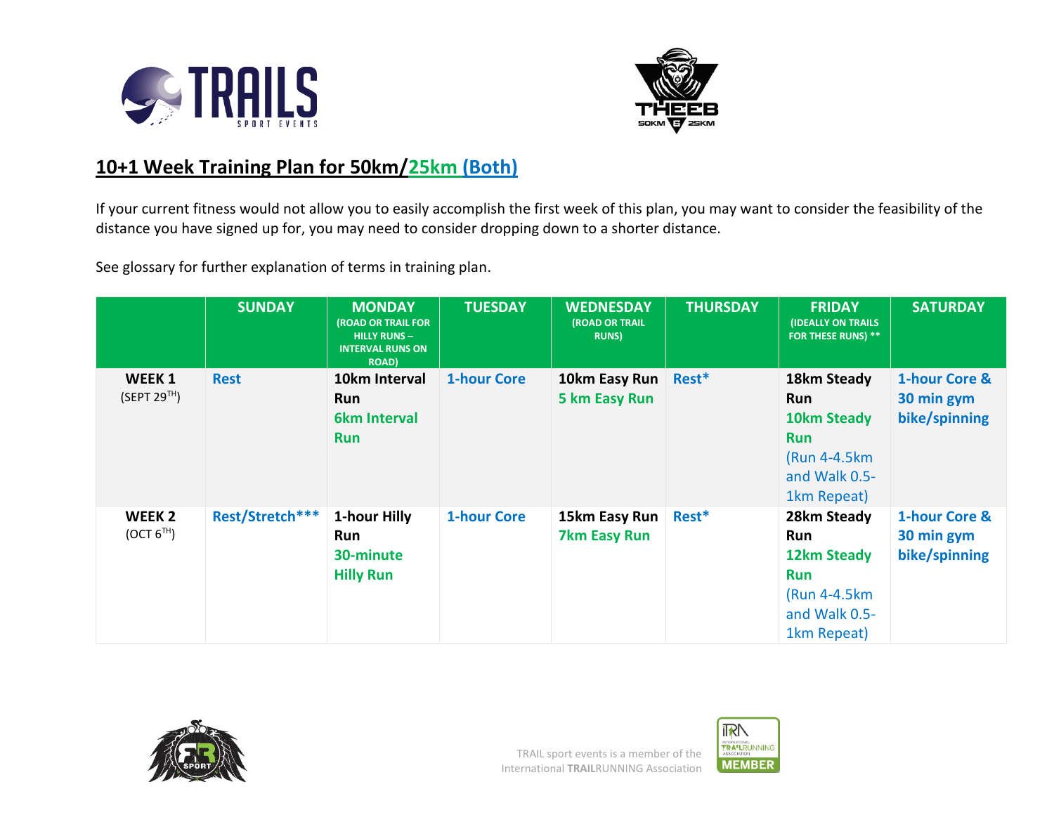## 10+1 Week Training Plan for 50km/25km (Both)

If your current fitness would not allow you to easily accomplish the first week of this plan, you may want to consider the feasibility of the distance you have signed up for, you may need to consider dropping down to a shorter distance.

See glossary for further explanation of terms in training plan.

| | SUNDAY | MONDAY (ROAD OR TRAIL FOR HILLY RUNS – INTERVAL RUNS ON ROAD) | TUESDAY | WEDNESDAY (ROAD OR TRAIL RUNS) | THURSDAY | FRIDAY (IDEALLY ON TRAILS FOR THESE RUNS) ** | SATURDAY |
|---|---|---|---|---|---|---|---|
| **WEEK 1** (SEPT 29TH) | Rest | 10km Interval Run<br>6km Interval Run | 1-hour Core | 10km Easy Run<br>5 km Easy Run | Rest* | 18km Steady Run<br>10km Steady Run<br>(Run 4-4.5km and Walk 0.5-1km Repeat) | 1-hour Core & 30 min gym bike/spinning |
| **WEEK 2** (OCT 6TH) | Rest/Stretch*** | 1-hour Hilly Run<br>30-minute Hilly Run | 1-hour Core | 15km Easy Run<br>7km Easy Run | Rest* | 28km Steady Run<br>12km Steady Run<br>(Run 4-4.5km and Walk 0.5-1km Repeat) | 1-hour Core & 30 min gym bike/spinning |

TRAIL sport events is a member of the International TRAILRUNNING Association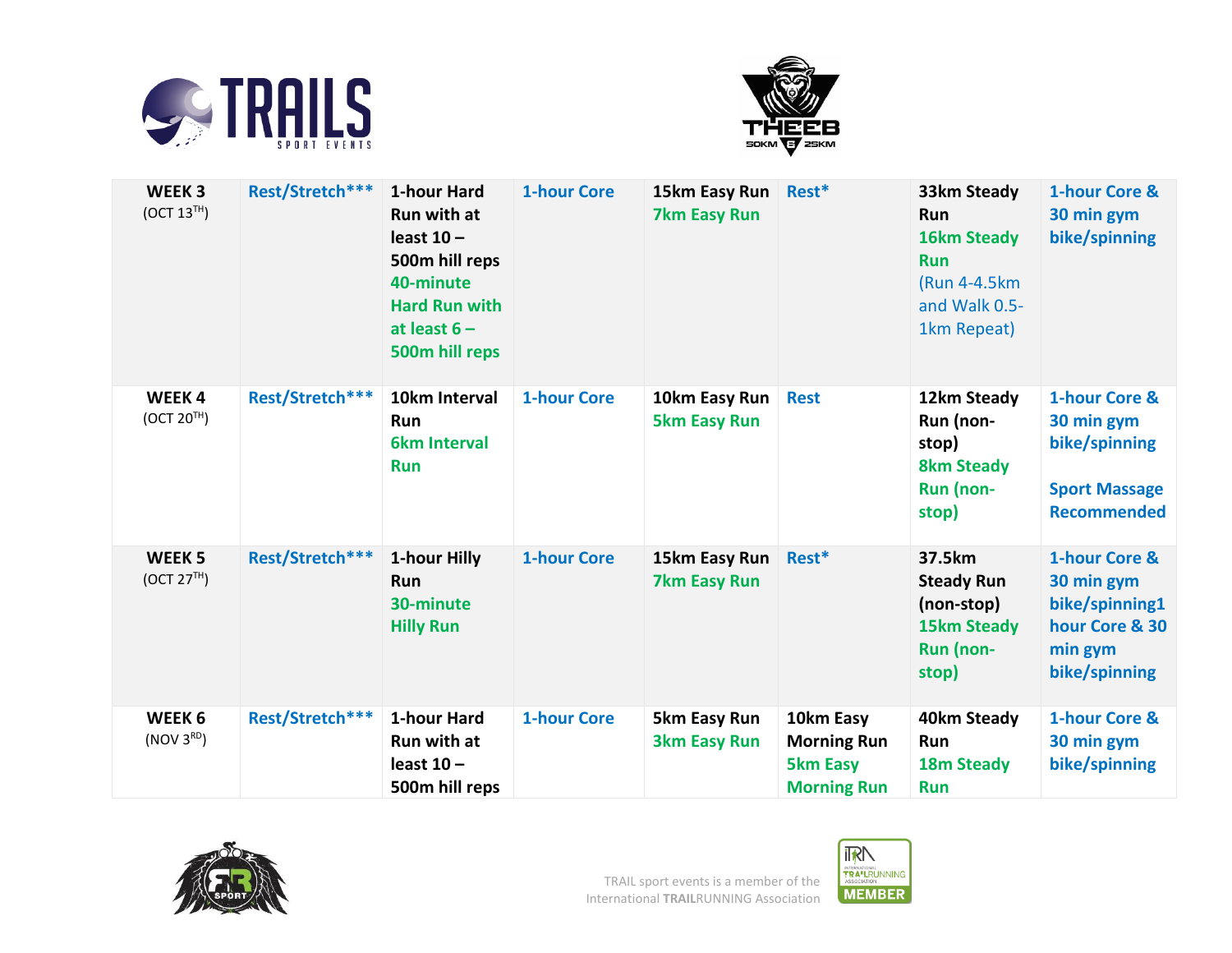| WEEK 3 (OCT 13TH) | Rest/Stretch*** | 1-hour Hard Run with at least 10 – 500m hill reps 40-minute Hard Run with at least 6 – 500m hill reps | 1-hour Core | 15km Easy Run 7km Easy Run | Rest* | 33km Steady Run 16km Steady Run (Run 4-4.5km and Walk 0.5-1km Repeat) | 1-hour Core & 30 min gym bike/spinning |
|---|---|---|---|---|---|---|---|
| WEEK 4 (OCT 20TH) | Rest/Stretch*** | 10km Interval Run 6km Interval Run | 1-hour Core | 10km Easy Run 5km Easy Run | Rest | 12km Steady Run (non-stop) 8km Steady Run (non-stop) | 1-hour Core & 30 min gym bike/spinning Sport Massage Recommended |
| WEEK 5 (OCT 27TH) | Rest/Stretch*** | 1-hour Hilly Run 30-minute Hilly Run | 1-hour Core | 15km Easy Run 7km Easy Run | Rest* | 37.5km Steady Run (non-stop) 15km Steady Run (non-stop) | 1-hour Core & 30 min gym bike/spinning1 hour Core & 30 min gym bike/spinning |
| WEEK 6 (NOV 3RD) | Rest/Stretch*** | 1-hour Hard Run with at least 10 – 500m hill reps | 1-hour Core | 5km Easy Run 3km Easy Run | 10km Easy Morning Run 5km Easy Morning Run | 40km Steady Run 18m Steady Run | 1-hour Core & 30 min gym bike/spinning |

TRAIL sport events is a member of the International TRAILRUNNING Association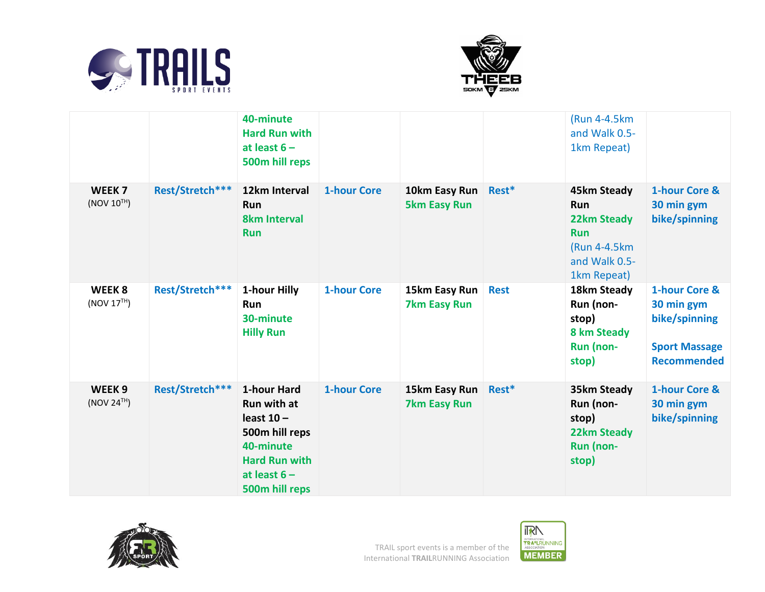| | | | | | | | |
|---|---|---|---|---|---|---|---|
| | | 40-minute Hard Run with at least 6 – 500m hill reps | | | | (Run 4-4.5km and Walk 0.5-1km Repeat) | |
| **WEEK 7** (NOV 10TH) | **Rest/Stretch*** ** | **12km Interval Run** **8km Interval Run** | **1-hour Core** | **10km Easy Run** **5km Easy Run** | **Rest*** | **45km Steady Run** **22km Steady Run** (Run 4-4.5km and Walk 0.5-1km Repeat) | **1-hour Core & 30 min gym bike/spinning** |
| **WEEK 8** (NOV 17TH) | **Rest/Stretch*** ** | **1-hour Hilly Run** **30-minute Hilly Run** | **1-hour Core** | **15km Easy Run** **7km Easy Run** | **Rest** | **18km Steady Run (non-stop)** **8 km Steady Run (non-stop)** | **1-hour Core & 30 min gym bike/spinning** **Sport Massage Recommended** |
| **WEEK 9** (NOV 24TH) | **Rest/Stretch*** ** | **1-hour Hard Run with at least 10 – 500m hill reps** **40-minute Hard Run with at least 6 – 500m hill reps** | **1-hour Core** | **15km Easy Run** **7km Easy Run** | **Rest*** | **35km Steady Run (non-stop)** **22km Steady Run (non-stop)** | **1-hour Core & 30 min gym bike/spinning** |

TRAIL sport events is a member of the International TRAILRUNNING Association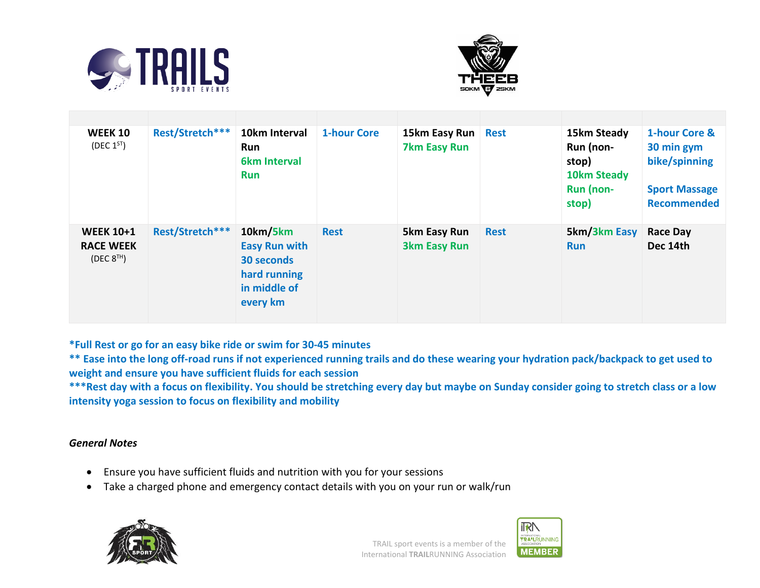| | | | | | | | |
|---|---|---|---|---|---|---|---|
| **WEEK 10** (DEC 1ST) | **Rest/Stretch*** ** | **10km Interval Run** **6km Interval Run** | **1-hour Core** | **15km Easy Run** **7km Easy Run** | **Rest** | **15km Steady Run (non-stop)** **10km Steady Run (non-stop)** | **1-hour Core & 30 min gym bike/spinning** **Sport Massage Recommended** |
| **WEEK 10+1 RACE WEEK** (DEC 8TH) | **Rest/Stretch*** ** | **10km/5km Easy Run with 30 seconds hard running in middle of every km** | **Rest** | **5km Easy Run** **3km Easy Run** | **Rest** | **5km/3km Easy Run** | **Race Day Dec 14th** |

**\*Full Rest or go for an easy bike ride or swim for 30-45 minutes**

**\*\* Ease into the long off-road runs if not experienced running trails and do these wearing your hydration pack/backpack to get used to weight and ensure you have sufficient fluids for each session**

**\*\*\*Rest day with a focus on flexibility. You should be stretching every day but maybe on Sunday consider going to stretch class or a low intensity yoga session to focus on flexibility and mobility**

***General Notes***

- Ensure you have sufficient fluids and nutrition with you for your sessions
- Take a charged phone and emergency contact details with you on your run or walk/run

TRAIL sport events is a member of the International **TRAIL**RUNNING Association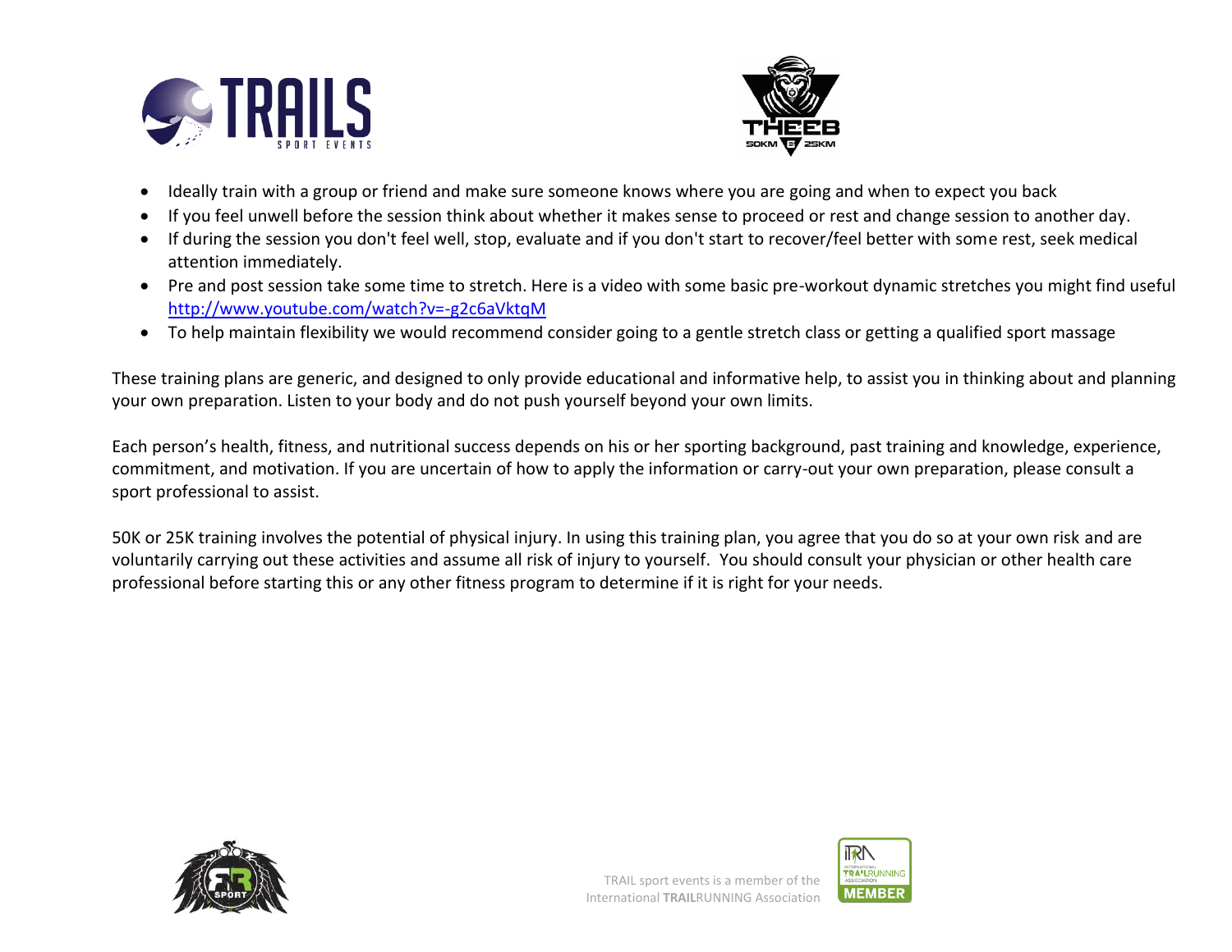- Ideally train with a group or friend and make sure someone knows where you are going and when to expect you back
- If you feel unwell before the session think about whether it makes sense to proceed or rest and change session to another day.
- If during the session you don't feel well, stop, evaluate and if you don't start to recover/feel better with some rest, seek medical attention immediately.
- Pre and post session take some time to stretch. Here is a video with some basic pre-workout dynamic stretches you might find useful [http://www.youtube.com/watch?v=-g2c6aVktqM](http://www.youtube.com/watch?v=-g2c6aVktqM)
- To help maintain flexibility we would recommend consider going to a gentle stretch class or getting a qualified sport massage

These training plans are generic, and designed to only provide educational and informative help, to assist you in thinking about and planning your own preparation. Listen to your body and do not push yourself beyond your own limits.

Each person's health, fitness, and nutritional success depends on his or her sporting background, past training and knowledge, experience, commitment, and motivation. If you are uncertain of how to apply the information or carry-out your own preparation, please consult a sport professional to assist.

50K or 25K training involves the potential of physical injury. In using this training plan, you agree that you do so at your own risk and are voluntarily carrying out these activities and assume all risk of injury to yourself. You should consult your physician or other health care professional before starting this or any other fitness program to determine if it is right for your needs.

TRAIL sport events is a member of the International **TRAIL**RUNNING Association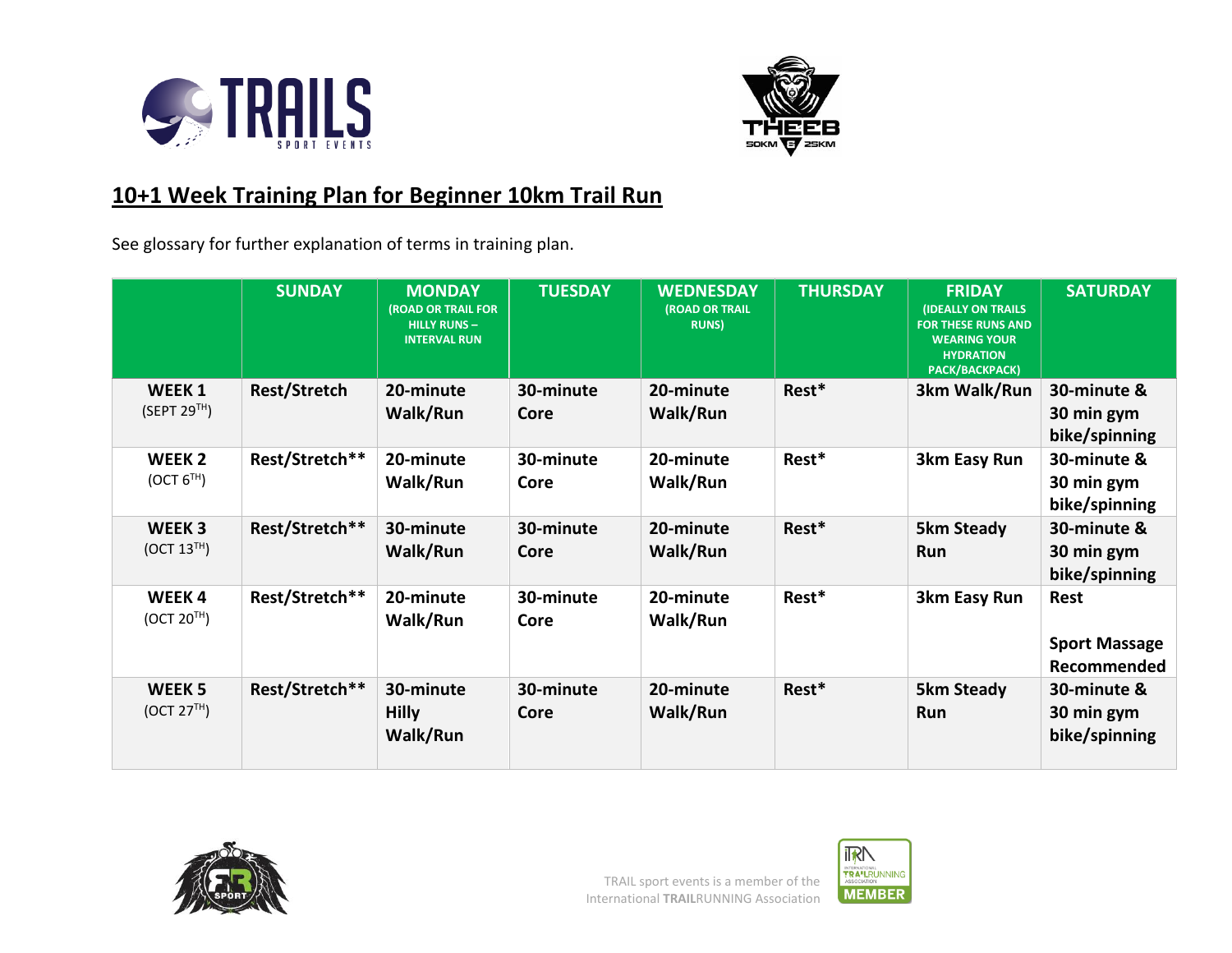## 10+1 Week Training Plan for Beginner 10km Trail Run

See glossary for further explanation of terms in training plan.

| | SUNDAY | MONDAY (ROAD OR TRAIL FOR HILLY RUNS – INTERVAL RUN | TUESDAY | WEDNESDAY (ROAD OR TRAIL RUNS) | THURSDAY | FRIDAY (IDEALLY ON TRAILS FOR THESE RUNS AND WEARING YOUR HYDRATION PACK/BACKPACK) | SATURDAY |
|---|---|---|---|---|---|---|---|
| **WEEK 1** (SEPT 29TH) | **Rest/Stretch** | **20-minute Walk/Run** | **30-minute Core** | **20-minute Walk/Run** | **Rest*** | **3km Walk/Run** | **30-minute & 30 min gym bike/spinning** |
| **WEEK 2** (OCT 6TH) | **Rest/Stretch**** | **20-minute Walk/Run** | **30-minute Core** | **20-minute Walk/Run** | **Rest*** | **3km Easy Run** | **30-minute & 30 min gym bike/spinning** |
| **WEEK 3** (OCT 13TH) | **Rest/Stretch**** | **30-minute Walk/Run** | **30-minute Core** | **20-minute Walk/Run** | **Rest*** | **5km Steady Run** | **30-minute & 30 min gym bike/spinning** |
| **WEEK 4** (OCT 20TH) | **Rest/Stretch**** | **20-minute Walk/Run** | **30-minute Core** | **20-minute Walk/Run** | **Rest*** | **3km Easy Run** | **Rest** **Sport Massage Recommended** |
| **WEEK 5** (OCT 27TH) | **Rest/Stretch**** | **30-minute Hilly Walk/Run** | **30-minute Core** | **20-minute Walk/Run** | **Rest*** | **5km Steady Run** | **30-minute & 30 min gym bike/spinning** |

TRAIL sport events is a member of the International TRAILRUNNING Association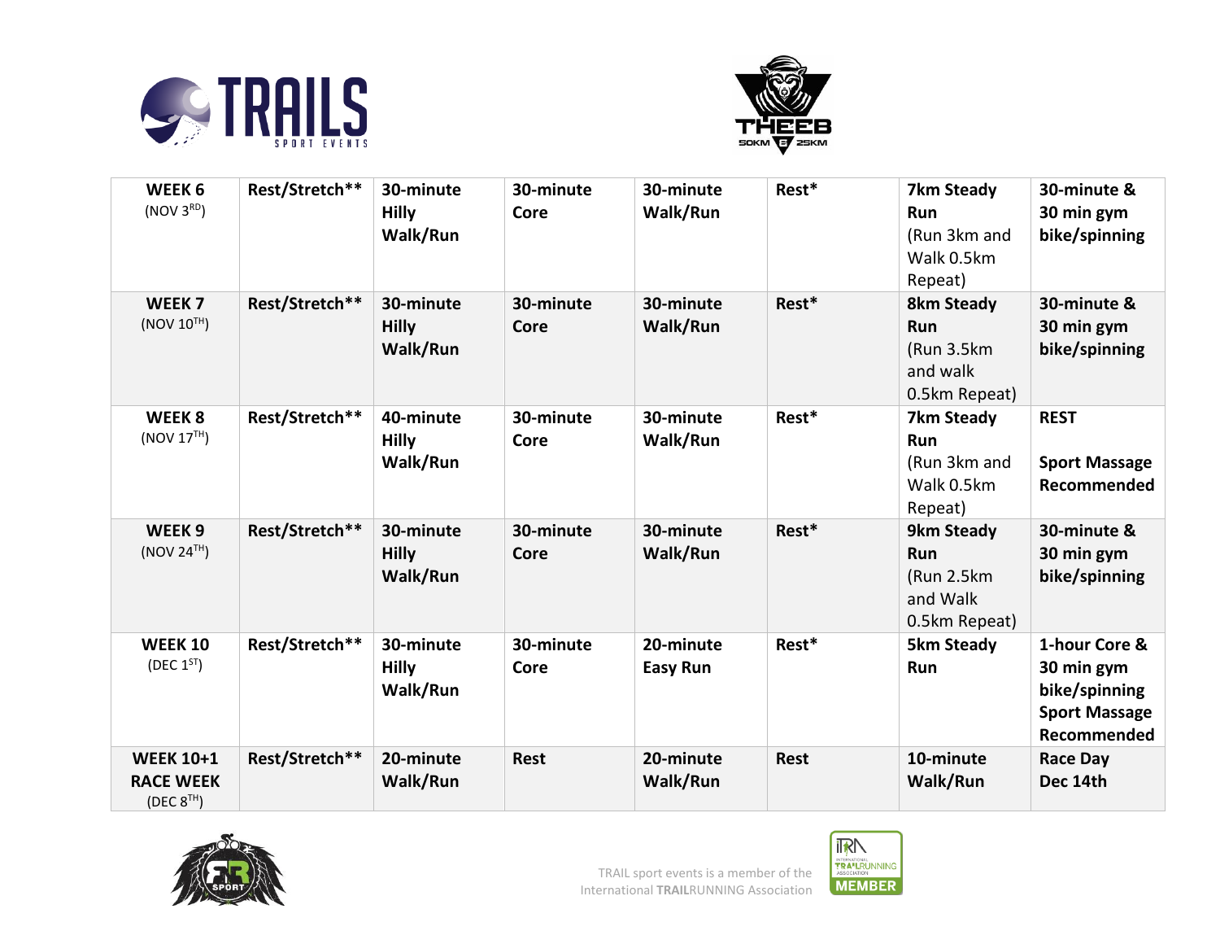| WEEK 6 (NOV 3RD) | Rest/Stretch** | 30-minute Hilly Walk/Run | 30-minute Core | 30-minute Walk/Run | Rest* | 7km Steady Run (Run 3km and Walk 0.5km Repeat) | 30-minute & 30 min gym bike/spinning |
|---|---|---|---|---|---|---|---|
| WEEK 7 (NOV 10TH) | Rest/Stretch** | 30-minute Hilly Walk/Run | 30-minute Core | 30-minute Walk/Run | Rest* | 8km Steady Run (Run 3.5km and walk 0.5km Repeat) | 30-minute & 30 min gym bike/spinning |
| WEEK 8 (NOV 17TH) | Rest/Stretch** | 40-minute Hilly Walk/Run | 30-minute Core | 30-minute Walk/Run | Rest* | 7km Steady Run (Run 3km and Walk 0.5km Repeat) | REST Sport Massage Recommended |
| WEEK 9 (NOV 24TH) | Rest/Stretch** | 30-minute Hilly Walk/Run | 30-minute Core | 30-minute Walk/Run | Rest* | 9km Steady Run (Run 2.5km and Walk 0.5km Repeat) | 30-minute & 30 min gym bike/spinning |
| WEEK 10 (DEC 1ST) | Rest/Stretch** | 30-minute Hilly Walk/Run | 30-minute Core | 20-minute Easy Run | Rest* | 5km Steady Run | 1-hour Core & 30 min gym bike/spinning Sport Massage Recommended |
| WEEK 10+1 RACE WEEK (DEC 8TH) | Rest/Stretch** | 20-minute Walk/Run | Rest | 20-minute Walk/Run | Rest | 10-minute Walk/Run | Race Day Dec 14th |

TRAIL sport events is a member of the International TRAILRUNNING Association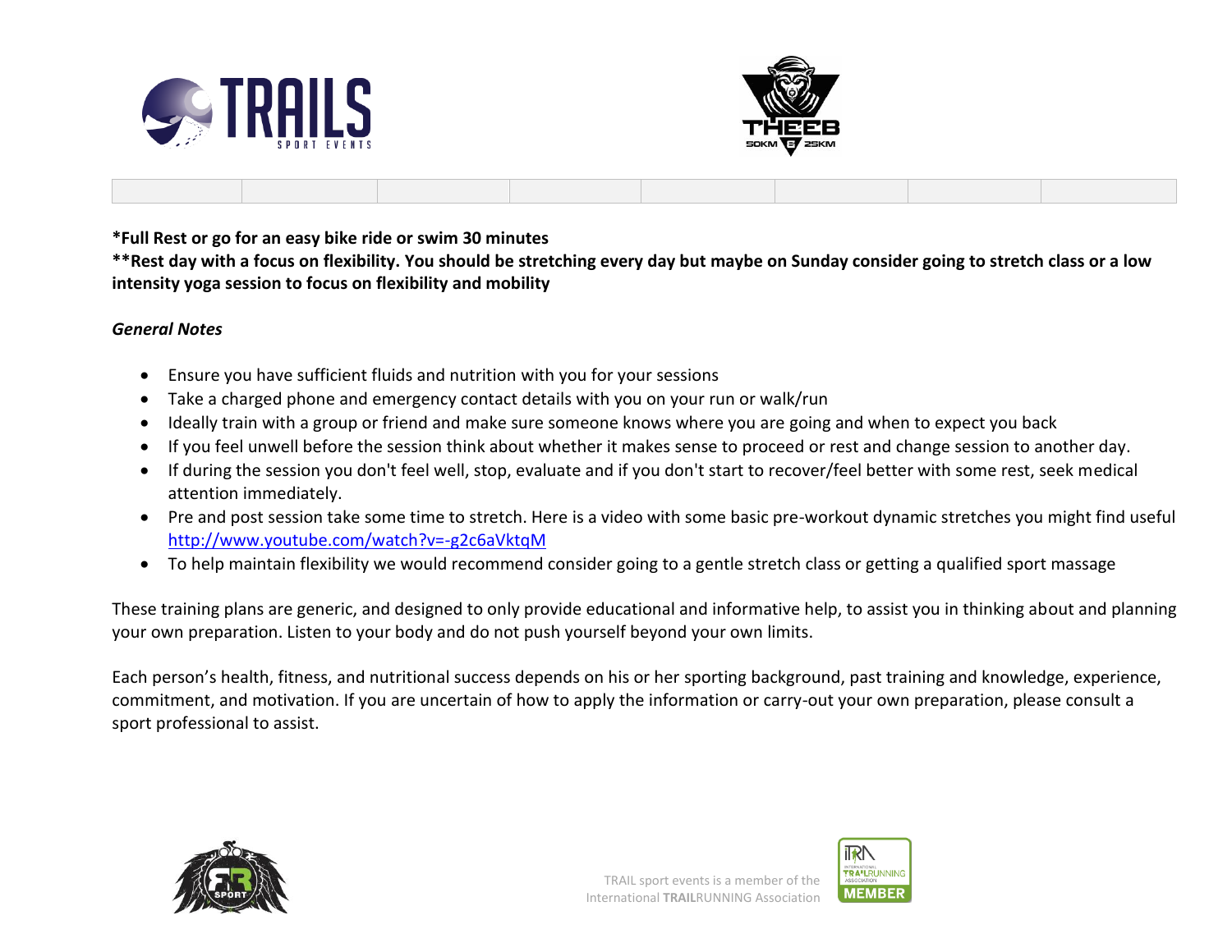**\*Full Rest or go for an easy bike ride or swim 30 minutes**

**\*\*Rest day with a focus on flexibility. You should be stretching every day but maybe on Sunday consider going to stretch class or a low intensity yoga session to focus on flexibility and mobility**

***General Notes***

- Ensure you have sufficient fluids and nutrition with you for your sessions
- Take a charged phone and emergency contact details with you on your run or walk/run
- Ideally train with a group or friend and make sure someone knows where you are going and when to expect you back
- If you feel unwell before the session think about whether it makes sense to proceed or rest and change session to another day.
- If during the session you don't feel well, stop, evaluate and if you don't start to recover/feel better with some rest, seek medical attention immediately.
- Pre and post session take some time to stretch. Here is a video with some basic pre-workout dynamic stretches you might find useful [http://www.youtube.com/watch?v=-g2c6aVktqM](http://www.youtube.com/watch?v=-g2c6aVktqM)
- To help maintain flexibility we would recommend consider going to a gentle stretch class or getting a qualified sport massage

These training plans are generic, and designed to only provide educational and informative help, to assist you in thinking about and planning your own preparation. Listen to your body and do not push yourself beyond your own limits.

Each person's health, fitness, and nutritional success depends on his or her sporting background, past training and knowledge, experience, commitment, and motivation. If you are uncertain of how to apply the information or carry-out your own preparation, please consult a sport professional to assist.

TRAIL sport events is a member of the International **TRAIL**RUNNING Association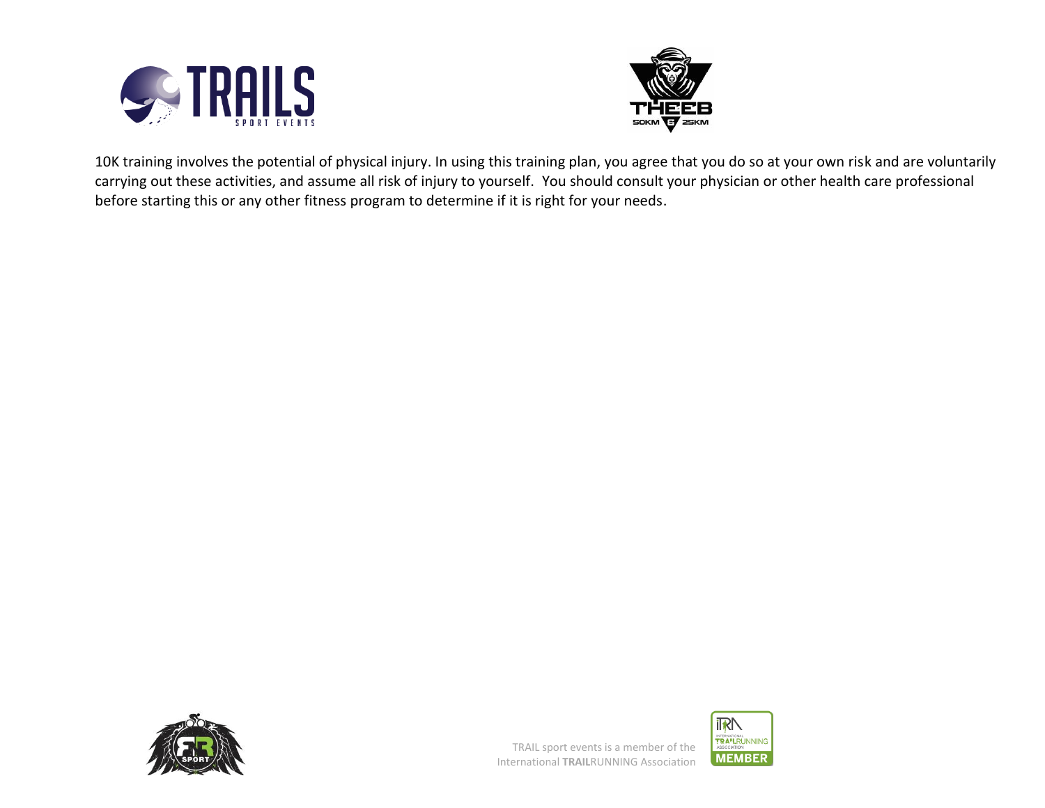10K training involves the potential of physical injury. In using this training plan, you agree that you do so at your own risk and are voluntarily carrying out these activities, and assume all risk of injury to yourself. You should consult your physician or other health care professional before starting this or any other fitness program to determine if it is right for your needs.

TRAIL sport events is a member of the International **TRAIL**RUNNING Association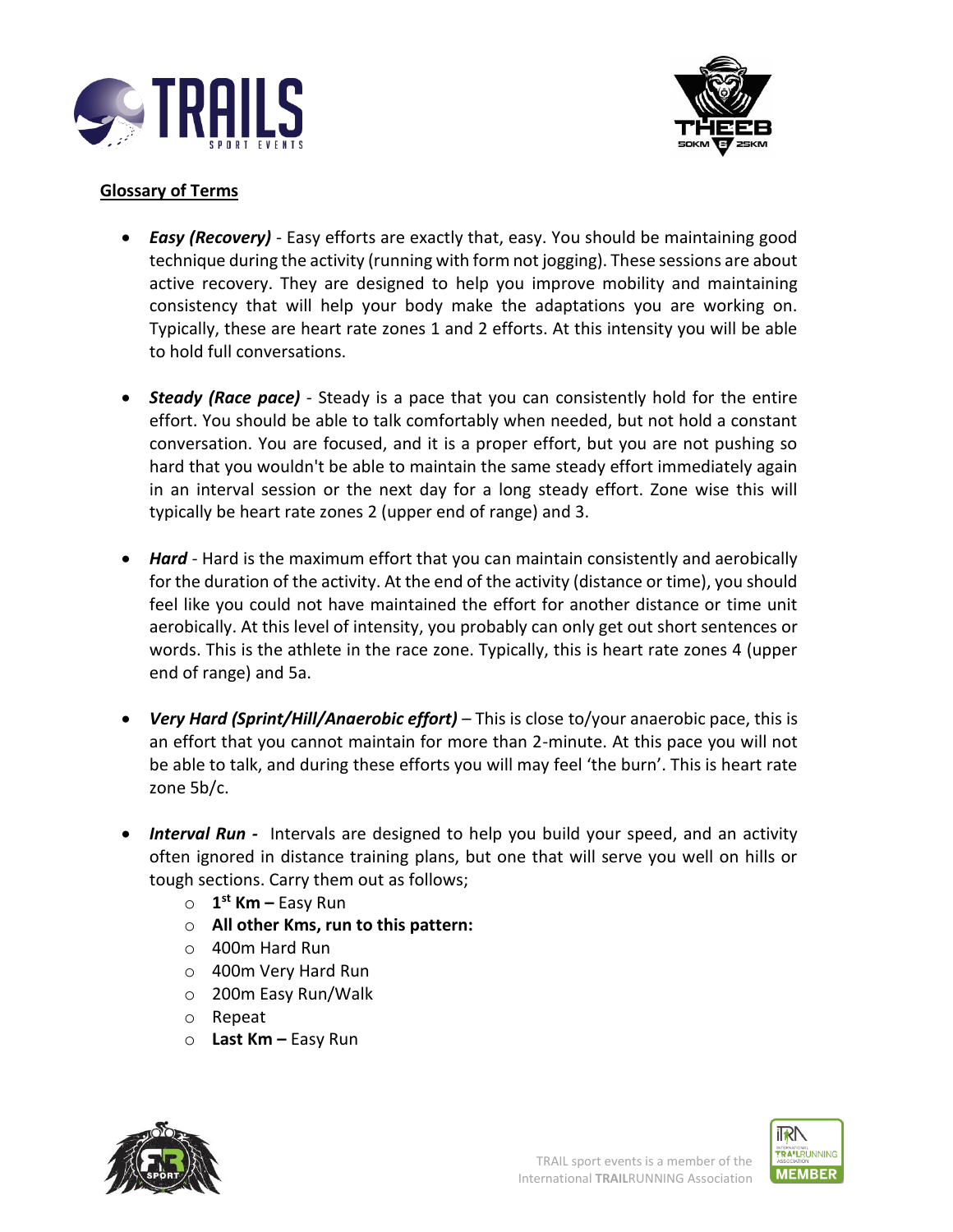**Glossary of Terms**

- ***Easy (Recovery)*** - Easy efforts are exactly that, easy. You should be maintaining good technique during the activity (running with form not jogging). These sessions are about active recovery. They are designed to help you improve mobility and maintaining consistency that will help your body make the adaptations you are working on. Typically, these are heart rate zones 1 and 2 efforts. At this intensity you will be able to hold full conversations.

- ***Steady (Race pace)*** - Steady is a pace that you can consistently hold for the entire effort. You should be able to talk comfortably when needed, but not hold a constant conversation. You are focused, and it is a proper effort, but you are not pushing so hard that you wouldn't be able to maintain the same steady effort immediately again in an interval session or the next day for a long steady effort. Zone wise this will typically be heart rate zones 2 (upper end of range) and 3.

- ***Hard*** - Hard is the maximum effort that you can maintain consistently and aerobically for the duration of the activity. At the end of the activity (distance or time), you should feel like you could not have maintained the effort for another distance or time unit aerobically. At this level of intensity, you probably can only get out short sentences or words. This is the athlete in the race zone. Typically, this is heart rate zones 4 (upper end of range) and 5a.

- ***Very Hard (Sprint/Hill/Anaerobic effort)*** – This is close to/your anaerobic pace, this is an effort that you cannot maintain for more than 2-minute. At this pace you will not be able to talk, and during these efforts you will may feel 'the burn'. This is heart rate zone 5b/c.

- ***Interval Run -*** Intervals are designed to help you build your speed, and an activity often ignored in distance training plans, but one that will serve you well on hills or tough sections. Carry them out as follows;
    - **1st Km –** Easy Run
    - **All other Kms, run to this pattern:**
    - 400m Hard Run
    - 400m Very Hard Run
    - 200m Easy Run/Walk
    - Repeat
    - **Last Km –** Easy Run

TRAIL sport events is a member of the International **TRAIL**RUNNING Association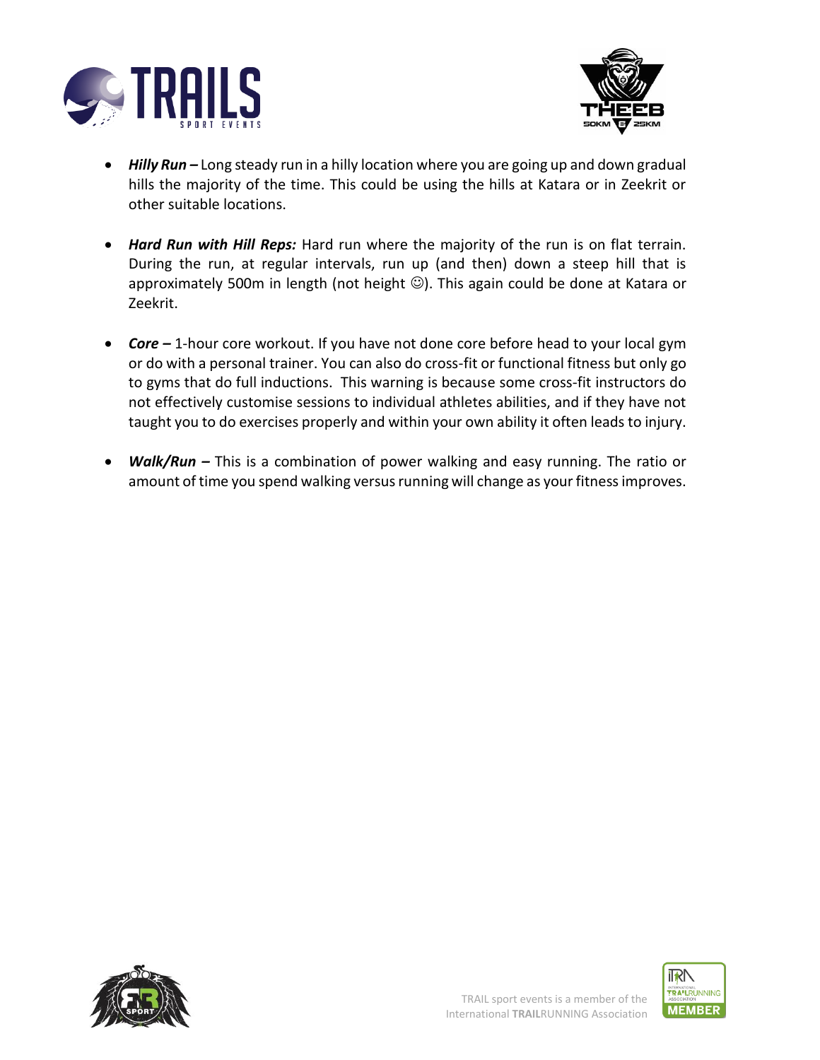- ***Hilly Run –*** Long steady run in a hilly location where you are going up and down gradual hills the majority of the time. This could be using the hills at Katara or in Zeekrit or other suitable locations.

- ***Hard Run with Hill Reps:*** Hard run where the majority of the run is on flat terrain. During the run, at regular intervals, run up (and then) down a steep hill that is approximately 500m in length (not height ☺). This again could be done at Katara or Zeekrit.

- ***Core –*** 1-hour core workout. If you have not done core before head to your local gym or do with a personal trainer. You can also do cross-fit or functional fitness but only go to gyms that do full inductions. This warning is because some cross-fit instructors do not effectively customise sessions to individual athletes abilities, and if they have not taught you to do exercises properly and within your own ability it often leads to injury.

- ***Walk/Run –*** This is a combination of power walking and easy running. The ratio or amount of time you spend walking versus running will change as your fitness improves.